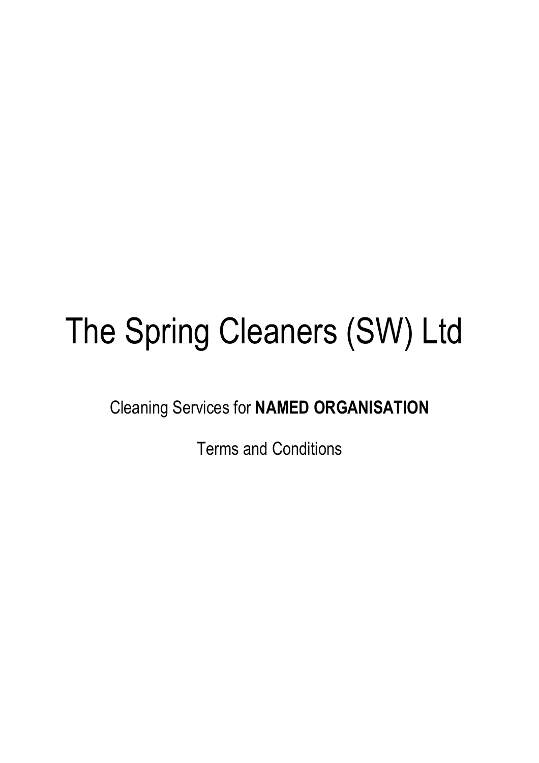# The Spring Cleaners (SW) Ltd

Cleaning Services for **NAMED ORGANISATION**

Terms and Conditions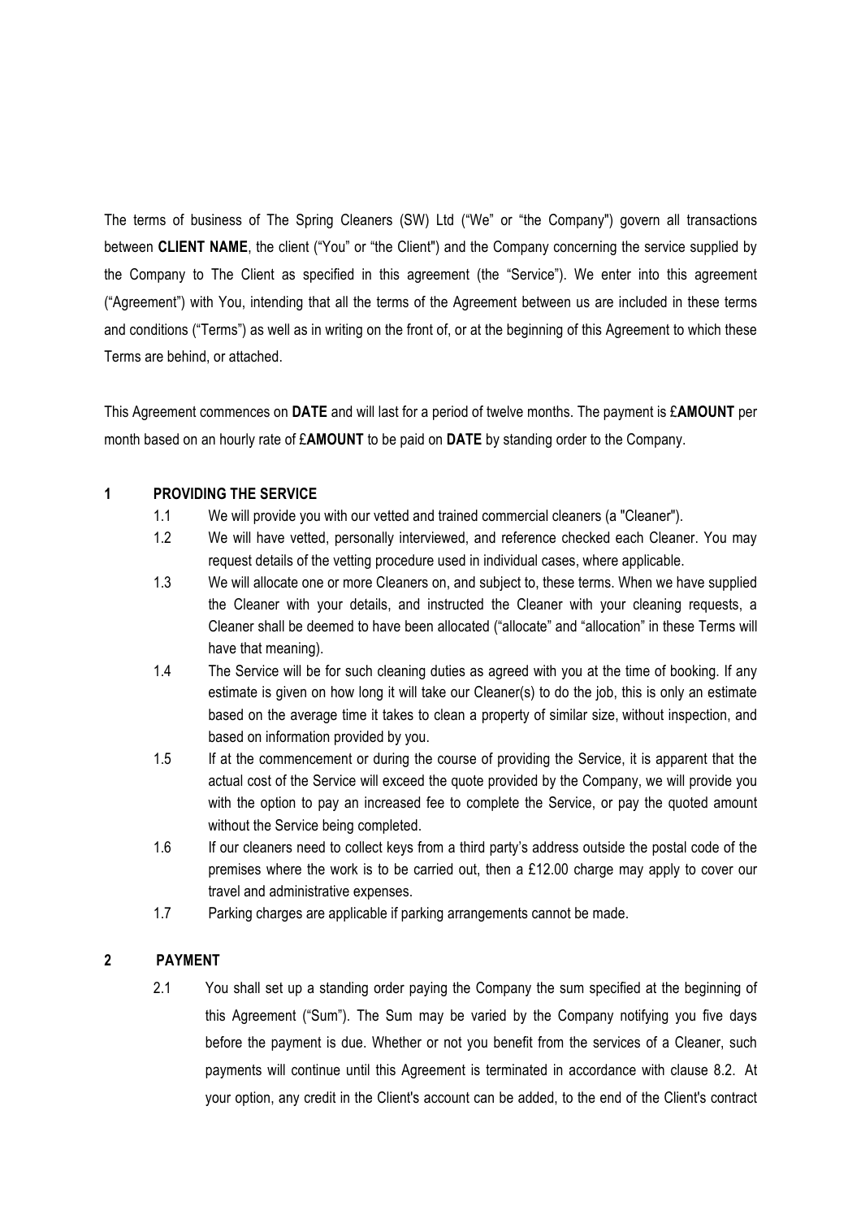The terms of business of The Spring Cleaners (SW) Ltd ("We" or "the Company") govern all transactions between **CLIENT NAME**, the client ("You" or "the Client") and the Company concerning the service supplied by the Company to The Client as specified in this agreement (the "Service"). We enter into this agreement ("Agreement") with You, intending that all the terms of the Agreement between us are included in these terms and conditions ("Terms") as well as in writing on the front of, or at the beginning of this Agreement to which these Terms are behind, or attached.

This Agreement commences on **DATE** and will last for a period of twelve months. The payment is £**AMOUNT** per month based on an hourly rate of £**AMOUNT** to be paid on **DATE** by standing order to the Company.

## 1 PROVIDING THE SERVICE

1.1 We will provide you with our vetted and trained commercial cleaners (a "Cleaner").

1.2 We will have vetted, personally interviewed, and reference checked each Cleaner. You may request details of the vetting procedure used in individual cases, where applicable.

1.3 We will allocate one or more Cleaners on, and subject to, these terms. When we have supplied the Cleaner with your details, and instructed the Cleaner with your cleaning requests, a Cleaner shall be deemed to have been allocated ("allocate" and "allocation" in these Terms will have that meaning).

1.4 The Service will be for such cleaning duties as agreed with you at the time of booking. If any estimate is given on how long it will take our Cleaner(s) to do the job, this is only an estimate based on the average time it takes to clean a property of similar size, without inspection, and based on information provided by you.

1.5 If at the commencement or during the course of providing the Service, it is apparent that the actual cost of the Service will exceed the quote provided by the Company, we will provide you with the option to pay an increased fee to complete the Service, or pay the quoted amount without the Service being completed.

1.6 If our cleaners need to collect keys from a third party's address outside the postal code of the premises where the work is to be carried out, then a £12.00 charge may apply to cover our travel and administrative expenses.

1.7 Parking charges are applicable if parking arrangements cannot be made.

## 2 PAYMENT

2.1 You shall set up a standing order paying the Company the sum specified at the beginning of this Agreement ("Sum"). The Sum may be varied by the Company notifying you five days before the payment is due. Whether or not you benefit from the services of a Cleaner, such payments will continue until this Agreement is terminated in accordance with clause 8.2. At your option, any credit in the Client's account can be added, to the end of the Client's contract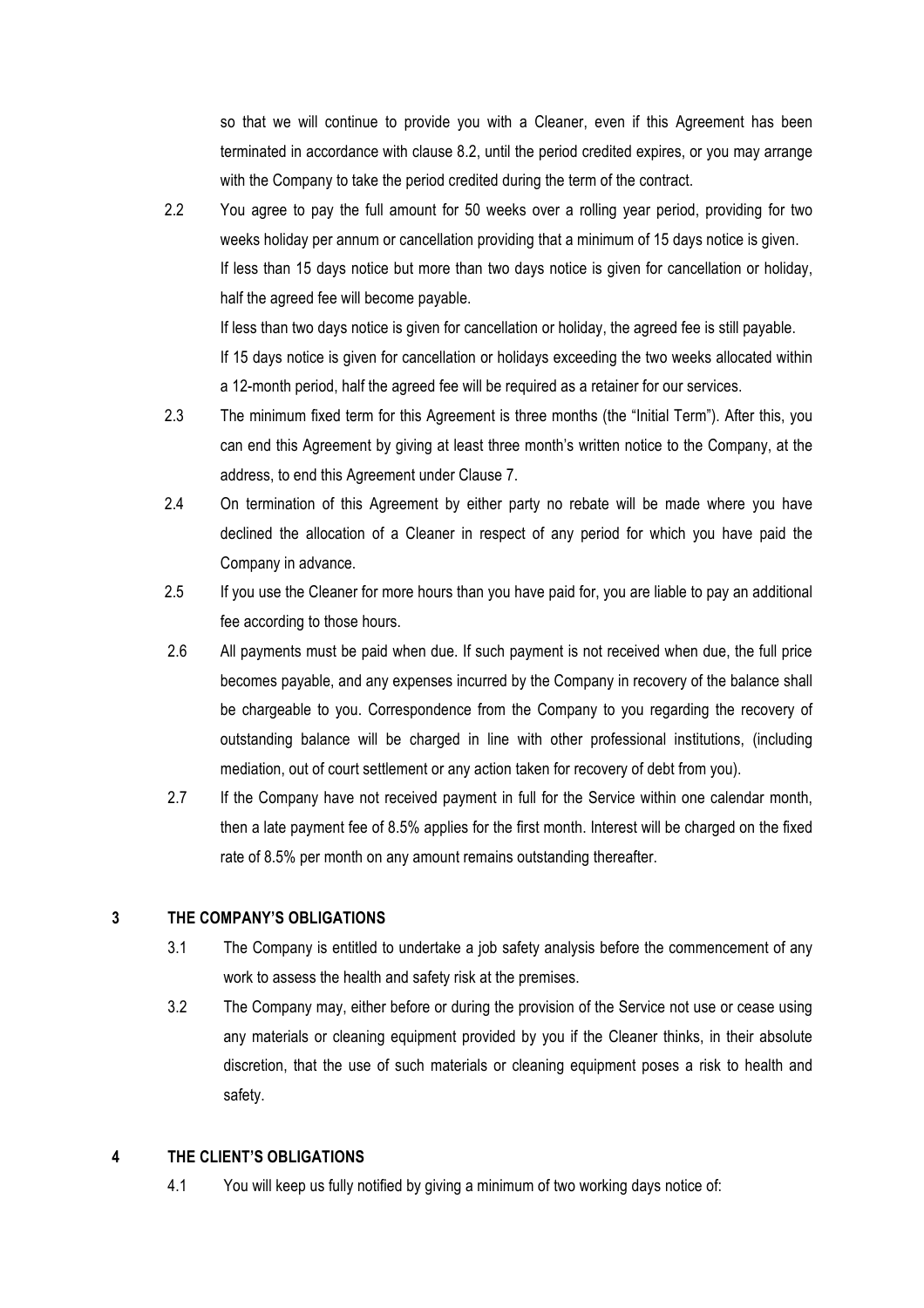so that we will continue to provide you with a Cleaner, even if this Agreement has been terminated in accordance with clause 8.2, until the period credited expires, or you may arrange with the Company to take the period credited during the term of the contract.

2.2 You agree to pay the full amount for 50 weeks over a rolling year period, providing for two weeks holiday per annum or cancellation providing that a minimum of 15 days notice is given. If less than 15 days notice but more than two days notice is given for cancellation or holiday, half the agreed fee will become payable.

If less than two days notice is given for cancellation or holiday, the agreed fee is still payable.

If 15 days notice is given for cancellation or holidays exceeding the two weeks allocated within a 12-month period, half the agreed fee will be required as a retainer for our services.

2.3 The minimum fixed term for this Agreement is three months (the "Initial Term"). After this, you can end this Agreement by giving at least three month's written notice to the Company, at the address, to end this Agreement under Clause 7.

2.4 On termination of this Agreement by either party no rebate will be made where you have declined the allocation of a Cleaner in respect of any period for which you have paid the Company in advance.

2.5 If you use the Cleaner for more hours than you have paid for, you are liable to pay an additional fee according to those hours.

2.6 All payments must be paid when due. If such payment is not received when due, the full price becomes payable, and any expenses incurred by the Company in recovery of the balance shall be chargeable to you. Correspondence from the Company to you regarding the recovery of outstanding balance will be charged in line with other professional institutions, (including mediation, out of court settlement or any action taken for recovery of debt from you).

2.7 If the Company have not received payment in full for the Service within one calendar month, then a late payment fee of 8.5% applies for the first month. Interest will be charged on the fixed rate of 8.5% per month on any amount remains outstanding thereafter.

## 3 THE COMPANY'S OBLIGATIONS

3.1 The Company is entitled to undertake a job safety analysis before the commencement of any work to assess the health and safety risk at the premises.

3.2 The Company may, either before or during the provision of the Service not use or cease using any materials or cleaning equipment provided by you if the Cleaner thinks, in their absolute discretion, that the use of such materials or cleaning equipment poses a risk to health and safety.

## 4 THE CLIENT'S OBLIGATIONS

4.1 You will keep us fully notified by giving a minimum of two working days notice of: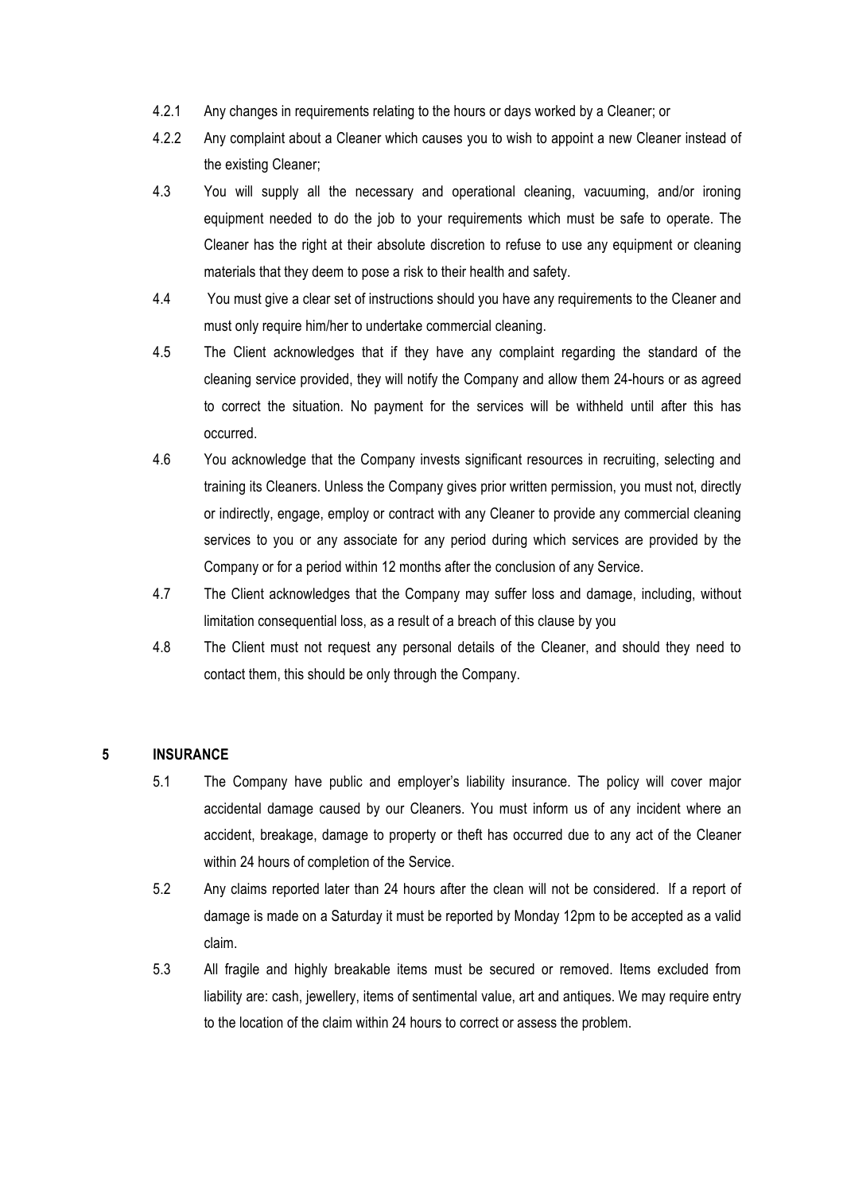4.2.1 Any changes in requirements relating to the hours or days worked by a Cleaner; or

4.2.2 Any complaint about a Cleaner which causes you to wish to appoint a new Cleaner instead of the existing Cleaner;

4.3 You will supply all the necessary and operational cleaning, vacuuming, and/or ironing equipment needed to do the job to your requirements which must be safe to operate. The Cleaner has the right at their absolute discretion to refuse to use any equipment or cleaning materials that they deem to pose a risk to their health and safety.

4.4 You must give a clear set of instructions should you have any requirements to the Cleaner and must only require him/her to undertake commercial cleaning.

4.5 The Client acknowledges that if they have any complaint regarding the standard of the cleaning service provided, they will notify the Company and allow them 24-hours or as agreed to correct the situation. No payment for the services will be withheld until after this has occurred.

4.6 You acknowledge that the Company invests significant resources in recruiting, selecting and training its Cleaners. Unless the Company gives prior written permission, you must not, directly or indirectly, engage, employ or contract with any Cleaner to provide any commercial cleaning services to you or any associate for any period during which services are provided by the Company or for a period within 12 months after the conclusion of any Service.

4.7 The Client acknowledges that the Company may suffer loss and damage, including, without limitation consequential loss, as a result of a breach of this clause by you

4.8 The Client must not request any personal details of the Cleaner, and should they need to contact them, this should be only through the Company.

## 5 INSURANCE

5.1 The Company have public and employer's liability insurance. The policy will cover major accidental damage caused by our Cleaners. You must inform us of any incident where an accident, breakage, damage to property or theft has occurred due to any act of the Cleaner within 24 hours of completion of the Service.

5.2 Any claims reported later than 24 hours after the clean will not be considered. If a report of damage is made on a Saturday it must be reported by Monday 12pm to be accepted as a valid claim.

5.3 All fragile and highly breakable items must be secured or removed. Items excluded from liability are: cash, jewellery, items of sentimental value, art and antiques. We may require entry to the location of the claim within 24 hours to correct or assess the problem.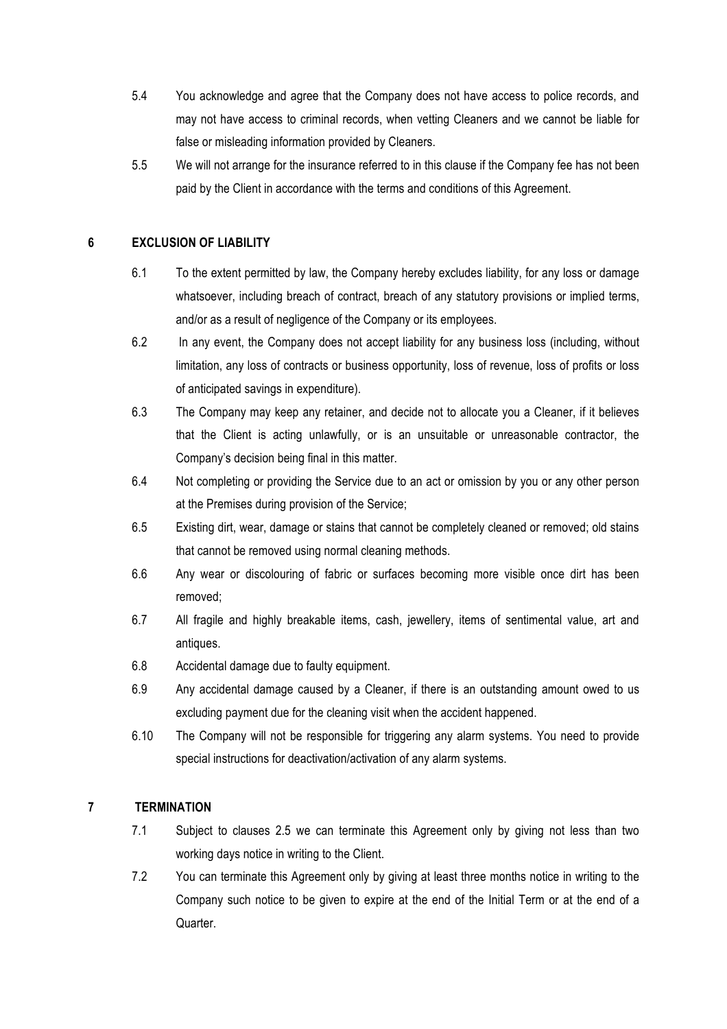5.4 You acknowledge and agree that the Company does not have access to police records, and may not have access to criminal records, when vetting Cleaners and we cannot be liable for false or misleading information provided by Cleaners.

5.5 We will not arrange for the insurance referred to in this clause if the Company fee has not been paid by the Client in accordance with the terms and conditions of this Agreement.

## 6 EXCLUSION OF LIABILITY

6.1 To the extent permitted by law, the Company hereby excludes liability, for any loss or damage whatsoever, including breach of contract, breach of any statutory provisions or implied terms, and/or as a result of negligence of the Company or its employees.

6.2 In any event, the Company does not accept liability for any business loss (including, without limitation, any loss of contracts or business opportunity, loss of revenue, loss of profits or loss of anticipated savings in expenditure).

6.3 The Company may keep any retainer, and decide not to allocate you a Cleaner, if it believes that the Client is acting unlawfully, or is an unsuitable or unreasonable contractor, the Company's decision being final in this matter.

6.4 Not completing or providing the Service due to an act or omission by you or any other person at the Premises during provision of the Service;

6.5 Existing dirt, wear, damage or stains that cannot be completely cleaned or removed; old stains that cannot be removed using normal cleaning methods.

6.6 Any wear or discolouring of fabric or surfaces becoming more visible once dirt has been removed;

6.7 All fragile and highly breakable items, cash, jewellery, items of sentimental value, art and antiques.

6.8 Accidental damage due to faulty equipment.

6.9 Any accidental damage caused by a Cleaner, if there is an outstanding amount owed to us excluding payment due for the cleaning visit when the accident happened.

6.10 The Company will not be responsible for triggering any alarm systems. You need to provide special instructions for deactivation/activation of any alarm systems.

## 7 TERMINATION

7.1 Subject to clauses 2.5 we can terminate this Agreement only by giving not less than two working days notice in writing to the Client.

7.2 You can terminate this Agreement only by giving at least three months notice in writing to the Company such notice to be given to expire at the end of the Initial Term or at the end of a Quarter.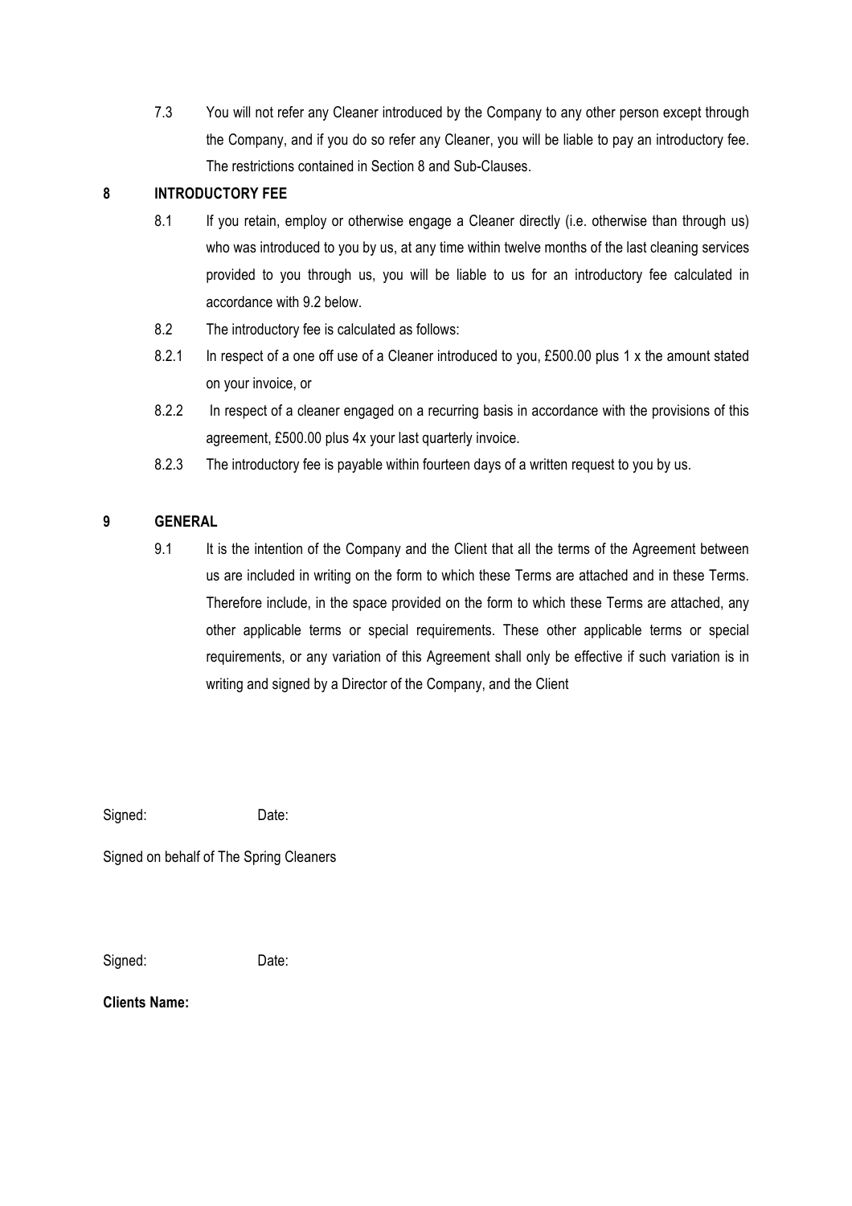7.3 You will not refer any Cleaner introduced by the Company to any other person except through the Company, and if you do so refer any Cleaner, you will be liable to pay an introductory fee. The restrictions contained in Section 8 and Sub-Clauses.

## 8 INTRODUCTORY FEE

8.1 If you retain, employ or otherwise engage a Cleaner directly (i.e. otherwise than through us) who was introduced to you by us, at any time within twelve months of the last cleaning services provided to you through us, you will be liable to us for an introductory fee calculated in accordance with 9.2 below.

8.2 The introductory fee is calculated as follows:

8.2.1 In respect of a one off use of a Cleaner introduced to you, £500.00 plus 1 x the amount stated on your invoice, or

8.2.2 In respect of a cleaner engaged on a recurring basis in accordance with the provisions of this agreement, £500.00 plus 4x your last quarterly invoice.

8.2.3 The introductory fee is payable within fourteen days of a written request to you by us.

## 9 GENERAL

9.1 It is the intention of the Company and the Client that all the terms of the Agreement between us are included in writing on the form to which these Terms are attached and in these Terms. Therefore include, in the space provided on the form to which these Terms are attached, any other applicable terms or special requirements. These other applicable terms or special requirements, or any variation of this Agreement shall only be effective if such variation is in writing and signed by a Director of the Company, and the Client

Signed: Date:

Signed on behalf of The Spring Cleaners

Signed: Date:

**Clients Name:**